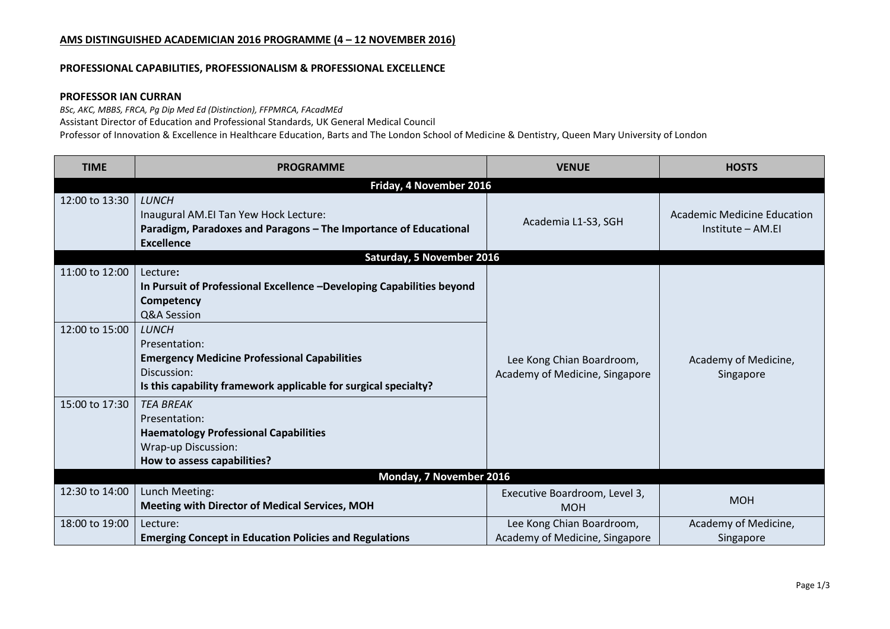**AMS DISTINGUISHED ACADEMICIAN 2016 PROGRAMME (4 – 12 NOVEMBER 2016)**

**PROFESSIONAL CAPABILITIES, PROFESSIONALISM & PROFESSIONAL EXCELLENCE**

**PROFESSOR IAN CURRAN**

*BSc, AKC, MBBS, FRCA, Pg Dip Med Ed (Distinction), FFPMRCA, FAcadMEd*

Assistant Director of Education and Professional Standards, UK General Medical Council

Professor of Innovation & Excellence in Healthcare Education, Barts and The London School of Medicine & Dentistry, Queen Mary University of London

| TIME | PROGRAMME | VENUE | HOSTS |
|---|---|---|---|
| **Friday, 4 November 2016** | | | |
| 12:00 to 13:30 | *LUNCH*<br>Inaugural AM.EI Tan Yew Hock Lecture:<br>**Paradigm, Paradoxes and Paragons – The Importance of Educational Excellence** | Academia L1-S3, SGH | Academic Medicine Education Institute – AM.EI |
| **Saturday, 5 November 2016** | | | |
| 11:00 to 12:00 | Lecture**:**<br>**In Pursuit of Professional Excellence –Developing Capabilities beyond Competency**<br>Q&A Session | Lee Kong Chian Boardroom, Academy of Medicine, Singapore | Academy of Medicine, Singapore |
| 12:00 to 15:00 | *LUNCH*<br>Presentation:<br>**Emergency Medicine Professional Capabilities**<br>Discussion:<br>**Is this capability framework applicable for surgical specialty?** | | |
| 15:00 to 17:30 | *TEA BREAK*<br>Presentation:<br>**Haematology Professional Capabilities**<br>Wrap-up Discussion:<br>**How to assess capabilities?** | | |
| **Monday, 7 November 2016** | | | |
| 12:30 to 14:00 | Lunch Meeting:<br>**Meeting with Director of Medical Services, MOH** | Executive Boardroom, Level 3, MOH | MOH |
| 18:00 to 19:00 | Lecture:<br>**Emerging Concept in Education Policies and Regulations** | Lee Kong Chian Boardroom, Academy of Medicine, Singapore | Academy of Medicine, Singapore |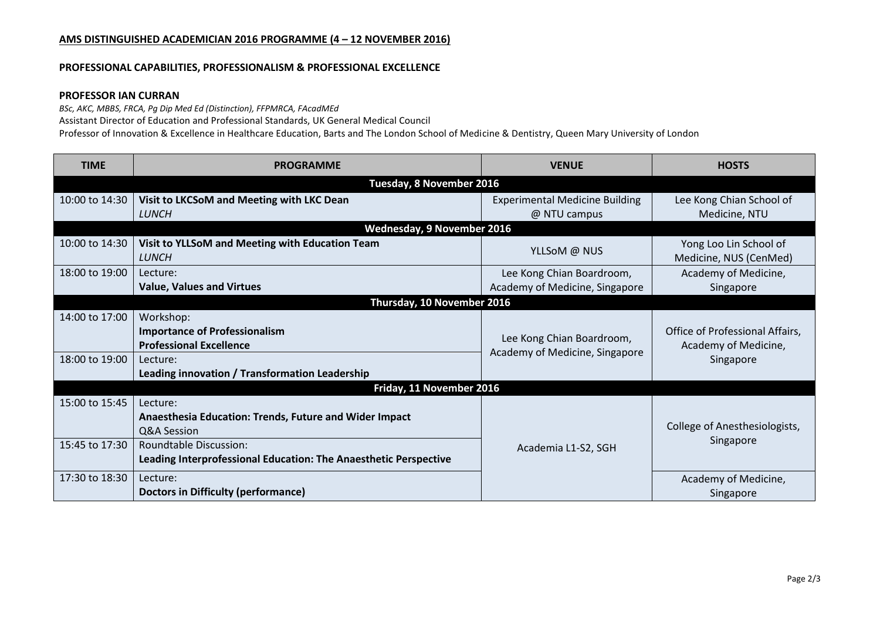**AMS DISTINGUISHED ACADEMICIAN 2016 PROGRAMME (4 – 12 NOVEMBER 2016)**

**PROFESSIONAL CAPABILITIES, PROFESSIONALISM & PROFESSIONAL EXCELLENCE**

**PROFESSOR IAN CURRAN**

*BSc, AKC, MBBS, FRCA, Pg Dip Med Ed (Distinction), FFPMRCA, FAcadMEd*

Assistant Director of Education and Professional Standards, UK General Medical Council

Professor of Innovation & Excellence in Healthcare Education, Barts and The London School of Medicine & Dentistry, Queen Mary University of London

| TIME | PROGRAMME | VENUE | HOSTS |
|---|---|---|---|
| **Tuesday, 8 November 2016** | | | |
| 10:00 to 14:30 | **Visit to LKCSoM and Meeting with LKC Dean**<br>*LUNCH* | Experimental Medicine Building @ NTU campus | Lee Kong Chian School of Medicine, NTU |
| **Wednesday, 9 November 2016** | | | |
| 10:00 to 14:30 | **Visit to YLLSoM and Meeting with Education Team**<br>*LUNCH* | YLLSoM @ NUS | Yong Loo Lin School of Medicine, NUS (CenMed) |
| 18:00 to 19:00 | Lecture:<br>**Value, Values and Virtues** | Lee Kong Chian Boardroom, Academy of Medicine, Singapore | Academy of Medicine, Singapore |
| **Thursday, 10 November 2016** | | | |
| 14:00 to 17:00 | Workshop:<br>**Importance of Professionalism**<br>**Professional Excellence** | Lee Kong Chian Boardroom, Academy of Medicine, Singapore | Office of Professional Affairs, Academy of Medicine, Singapore |
| 18:00 to 19:00 | Lecture:<br>**Leading innovation / Transformation Leadership** | | |
| **Friday, 11 November 2016** | | | |
| 15:00 to 15:45 | Lecture:<br>**Anaesthesia Education: Trends, Future and Wider Impact**<br>Q&A Session | Academia L1-S2, SGH | College of Anesthesiologists, Singapore |
| 15:45 to 17:30 | Roundtable Discussion:<br>**Leading Interprofessional Education: The Anaesthetic Perspective** | | |
| 17:30 to 18:30 | Lecture:<br>**Doctors in Difficulty (performance)** | | Academy of Medicine, Singapore |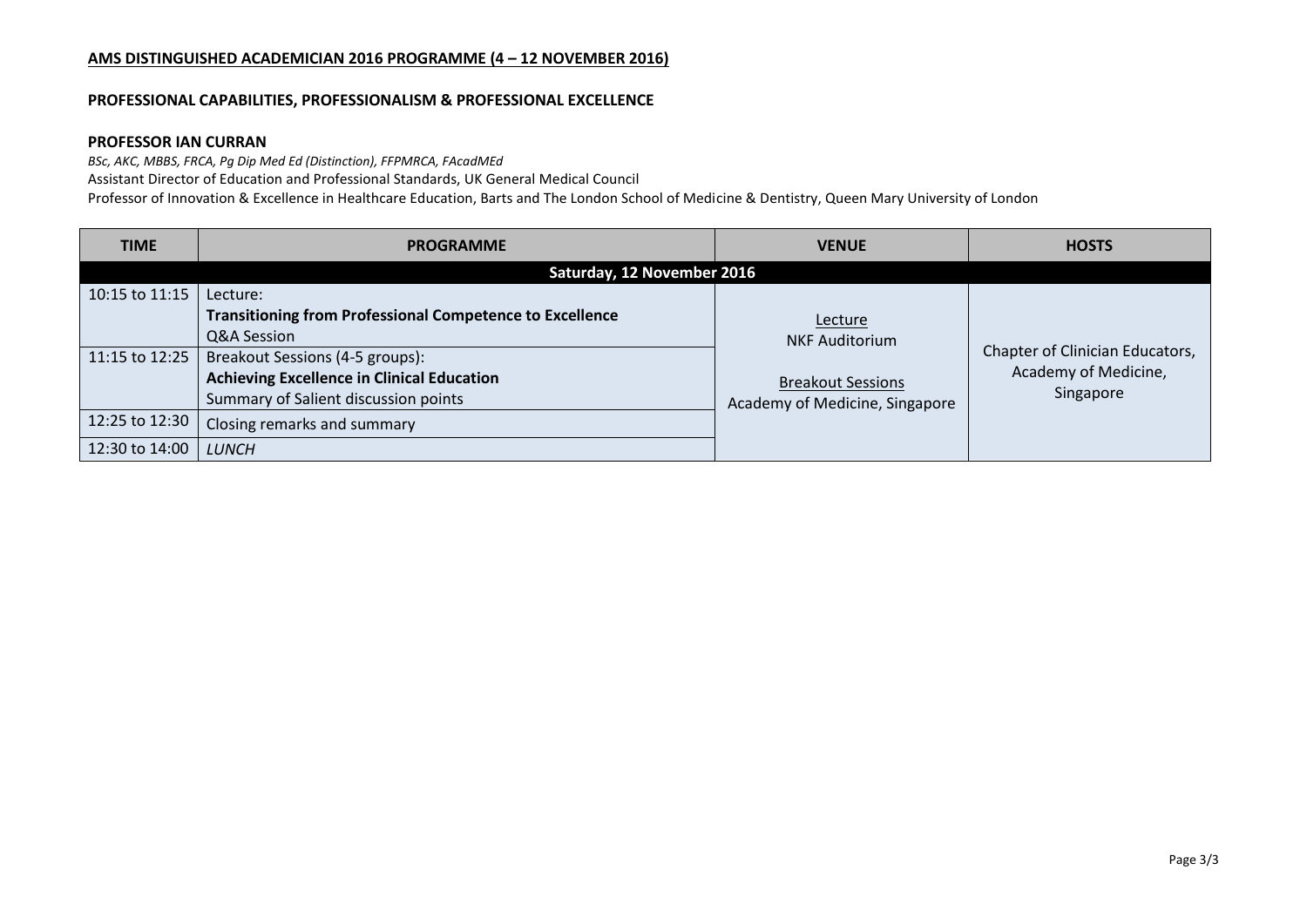**AMS DISTINGUISHED ACADEMICIAN 2016 PROGRAMME (4 – 12 NOVEMBER 2016)**

**PROFESSIONAL CAPABILITIES, PROFESSIONALISM & PROFESSIONAL EXCELLENCE**

**PROFESSOR IAN CURRAN**

*BSc, AKC, MBBS, FRCA, Pg Dip Med Ed (Distinction), FFPMRCA, FAcadMEd*

Assistant Director of Education and Professional Standards, UK General Medical Council

Professor of Innovation & Excellence in Healthcare Education, Barts and The London School of Medicine & Dentistry, Queen Mary University of London

| TIME | PROGRAMME | VENUE | HOSTS |
|---|---|---|---|
| **Saturday, 12 November 2016** | | | |
| 10:15 to 11:15 | Lecture:<br>**Transitioning from Professional Competence to Excellence**<br>Q&A Session | Lecture<br>NKF Auditorium<br><br>Breakout Sessions<br>Academy of Medicine, Singapore | Chapter of Clinician Educators, Academy of Medicine, Singapore |
| 11:15 to 12:25 | Breakout Sessions (4-5 groups):<br>**Achieving Excellence in Clinical Education**<br>Summary of Salient discussion points | | |
| 12:25 to 12:30 | Closing remarks and summary | | |
| 12:30 to 14:00 | *LUNCH* | | |